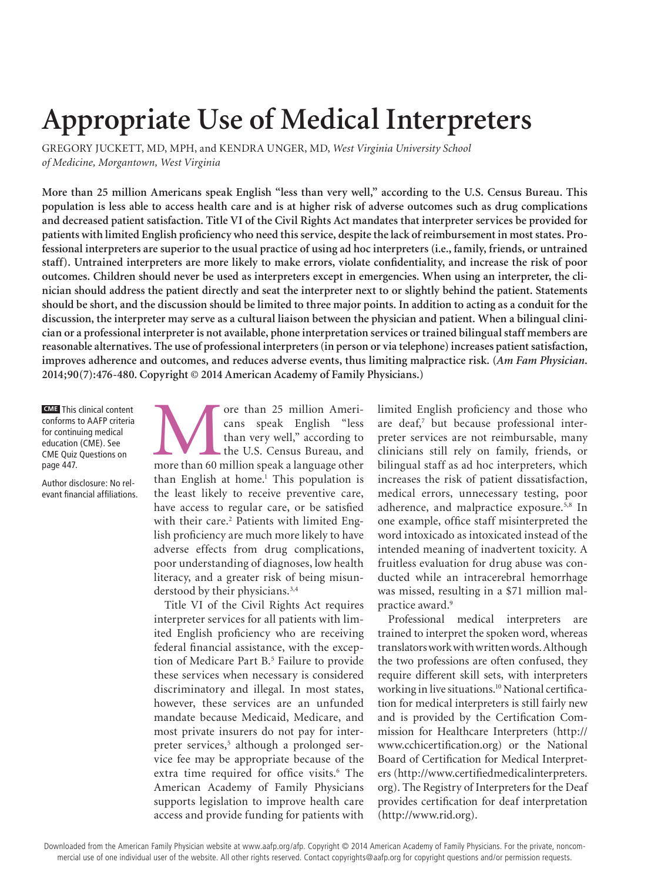# Appropriate Use of Medical Interpreters

GREGORY JUCKETT, MD, MPH, and KENDRA UNGER, MD, *West Virginia University School of Medicine, Morgantown, West Virginia*

**More than 25 million Americans speak English "less than very well," according to the U.S. Census Bureau. This population is less able to access health care and is at higher risk of adverse outcomes such as drug complications and decreased patient satisfaction. Title VI of the Civil Rights Act mandates that interpreter services be provided for patients with limited English proficiency who need this service, despite the lack of reimbursement in most states. Professional interpreters are superior to the usual practice of using ad hoc interpreters (i.e., family, friends, or untrained staff). Untrained interpreters are more likely to make errors, violate confidentiality, and increase the risk of poor outcomes. Children should never be used as interpreters except in emergencies. When using an interpreter, the clinician should address the patient directly and seat the interpreter next to or slightly behind the patient. Statements should be short, and the discussion should be limited to three major points. In addition to acting as a conduit for the discussion, the interpreter may serve as a cultural liaison between the physician and patient. When a bilingual clinician or a professional interpreter is not available, phone interpretation services or trained bilingual staff members are reasonable alternatives. The use of professional interpreters (in person or via telephone) increases patient satisfaction, improves adherence and outcomes, and reduces adverse events, thus limiting malpractice risk. (*Am Fam Physician.* 2014;90(7):476-480. Copyright © 2014 American Academy of Family Physicians.)**

**CME** This clinical content conforms to AAFP criteria for continuing medical education (CME). See CME Quiz Questions on page 447.

Author disclosure: No relevant financial affiliations.

More than 25 million Americans speak English "less than very well," according to the U.S. Census Bureau, and more than 60 million speak a language other than English at home.[1] This population is the least likely to receive preventive care, have access to regular care, or be satisfied with their care.[2] Patients with limited English proficiency are much more likely to have adverse effects from drug complications, poor understanding of diagnoses, low health literacy, and a greater risk of being misunderstood by their physicians.[3,4]

Title VI of the Civil Rights Act requires interpreter services for all patients with limited English proficiency who are receiving federal financial assistance, with the exception of Medicare Part B.[5] Failure to provide these services when necessary is considered discriminatory and illegal. In most states, however, these services are an unfunded mandate because Medicaid, Medicare, and most private insurers do not pay for interpreter services,[5] although a prolonged service fee may be appropriate because of the extra time required for office visits.[6] The American Academy of Family Physicians supports legislation to improve health care access and provide funding for patients with limited English proficiency and those who are deaf,[7] but because professional interpreter services are not reimbursable, many clinicians still rely on family, friends, or bilingual staff as ad hoc interpreters, which increases the risk of patient dissatisfaction, medical errors, unnecessary testing, poor adherence, and malpractice exposure.[5,8] In one example, office staff misinterpreted the word intoxicado as intoxicated instead of the intended meaning of inadvertent toxicity. A fruitless evaluation for drug abuse was conducted while an intracerebral hemorrhage was missed, resulting in a $71 million malpractice award.[9]

Professional medical interpreters are trained to interpret the spoken word, whereas translators work with written words. Although the two professions are often confused, they require different skill sets, with interpreters working in live situations.[10] National certification for medical interpreters is still fairly new and is provided by the Certification Commission for Healthcare Interpreters (http://www.cchicertification.org) or the National Board of Certification for Medical Interpreters (http://www.certifiedmedicalinterpreters.org). The Registry of Interpreters for the Deaf provides certification for deaf interpretation (http://www.rid.org).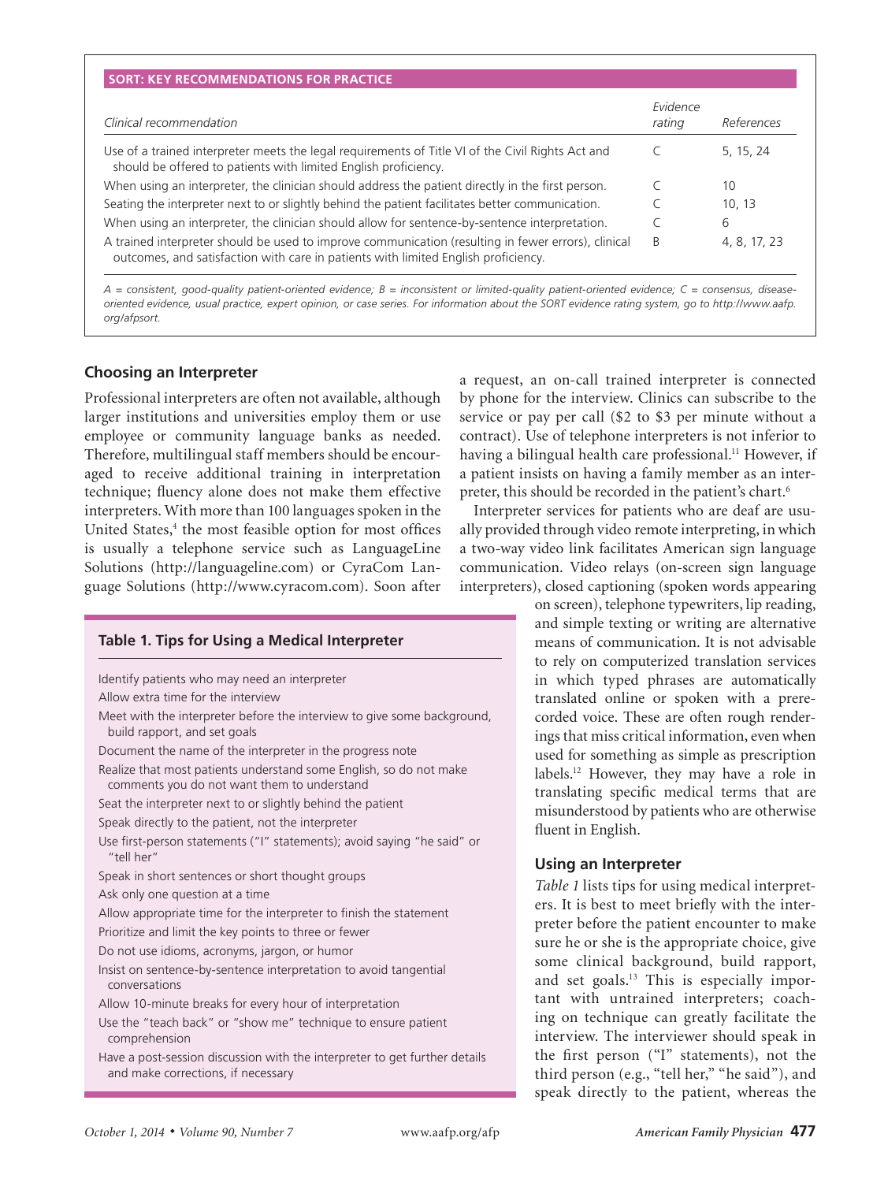**SORT: KEY RECOMMENDATIONS FOR PRACTICE**

| Clinical recommendation | Evidence rating | References |
|---|---|---|
| Use of a trained interpreter meets the legal requirements of Title VI of the Civil Rights Act and should be offered to patients with limited English proficiency. | C | 5, 15, 24 |
| When using an interpreter, the clinician should address the patient directly in the first person. | C | 10 |
| Seating the interpreter next to or slightly behind the patient facilitates better communication. | C | 10, 13 |
| When using an interpreter, the clinician should allow for sentence-by-sentence interpretation. | C | 6 |
| A trained interpreter should be used to improve communication (resulting in fewer errors), clinical outcomes, and satisfaction with care in patients with limited English proficiency. | B | 4, 8, 17, 23 |

*A = consistent, good-quality patient-oriented evidence; B = inconsistent or limited-quality patient-oriented evidence; C = consensus, disease-oriented evidence, usual practice, expert opinion, or case series. For information about the SORT evidence rating system, go to http://www.aafp.org/afpsort.*

### Choosing an Interpreter

Professional interpreters are often not available, although larger institutions and universities employ them or use employee or community language banks as needed. Therefore, multilingual staff members should be encouraged to receive additional training in interpretation technique; fluency alone does not make them effective interpreters. With more than 100 languages spoken in the United States,[4] the most feasible option for most offices is usually a telephone service such as LanguageLine Solutions (http://languageline.com) or CyraCom Language Solutions (http://www.cyracom.com). Soon after a request, an on-call trained interpreter is connected by phone for the interview. Clinics can subscribe to the service or pay per call ($2 to $3 per minute without a contract). Use of telephone interpreters is not inferior to having a bilingual health care professional.[11] However, if a patient insists on having a family member as an interpreter, this should be recorded in the patient's chart.[6]

Interpreter services for patients who are deaf are usually provided through video remote interpreting, in which a two-way video link facilitates American sign language communication. Video relays (on-screen sign language interpreters), closed captioning (spoken words appearing on screen), telephone typewriters, lip reading, and simple texting or writing are alternative means of communication. It is not advisable to rely on computerized translation services in which typed phrases are automatically translated online or spoken with a prerecorded voice. These are often rough renderings that miss critical information, even when used for something as simple as prescription labels.[12] However, they may have a role in translating specific medical terms that are misunderstood by patients who are otherwise fluent in English.

**Table 1. Tips for Using a Medical Interpreter**

- Identify patients who may need an interpreter
- Allow extra time for the interview
- Meet with the interpreter before the interview to give some background, build rapport, and set goals
- Document the name of the interpreter in the progress note
- Realize that most patients understand some English, so do not make comments you do not want them to understand
- Seat the interpreter next to or slightly behind the patient
- Speak directly to the patient, not the interpreter
- Use first-person statements ("I" statements); avoid saying "he said" or "tell her"
- Speak in short sentences or short thought groups
- Ask only one question at a time
- Allow appropriate time for the interpreter to finish the statement
- Prioritize and limit the key points to three or fewer
- Do not use idioms, acronyms, jargon, or humor
- Insist on sentence-by-sentence interpretation to avoid tangential conversations
- Allow 10-minute breaks for every hour of interpretation
- Use the "teach back" or "show me" technique to ensure patient comprehension
- Have a post-session discussion with the interpreter to get further details and make corrections, if necessary

### Using an Interpreter

*Table 1* lists tips for using medical interpreters. It is best to meet briefly with the interpreter before the patient encounter to make sure he or she is the appropriate choice, give some clinical background, build rapport, and set goals.[13] This is especially important with untrained interpreters; coaching on technique can greatly facilitate the interview. The interviewer should speak in the first person ("I" statements), not the third person (e.g., "tell her," "he said"), and speak directly to the patient, whereas the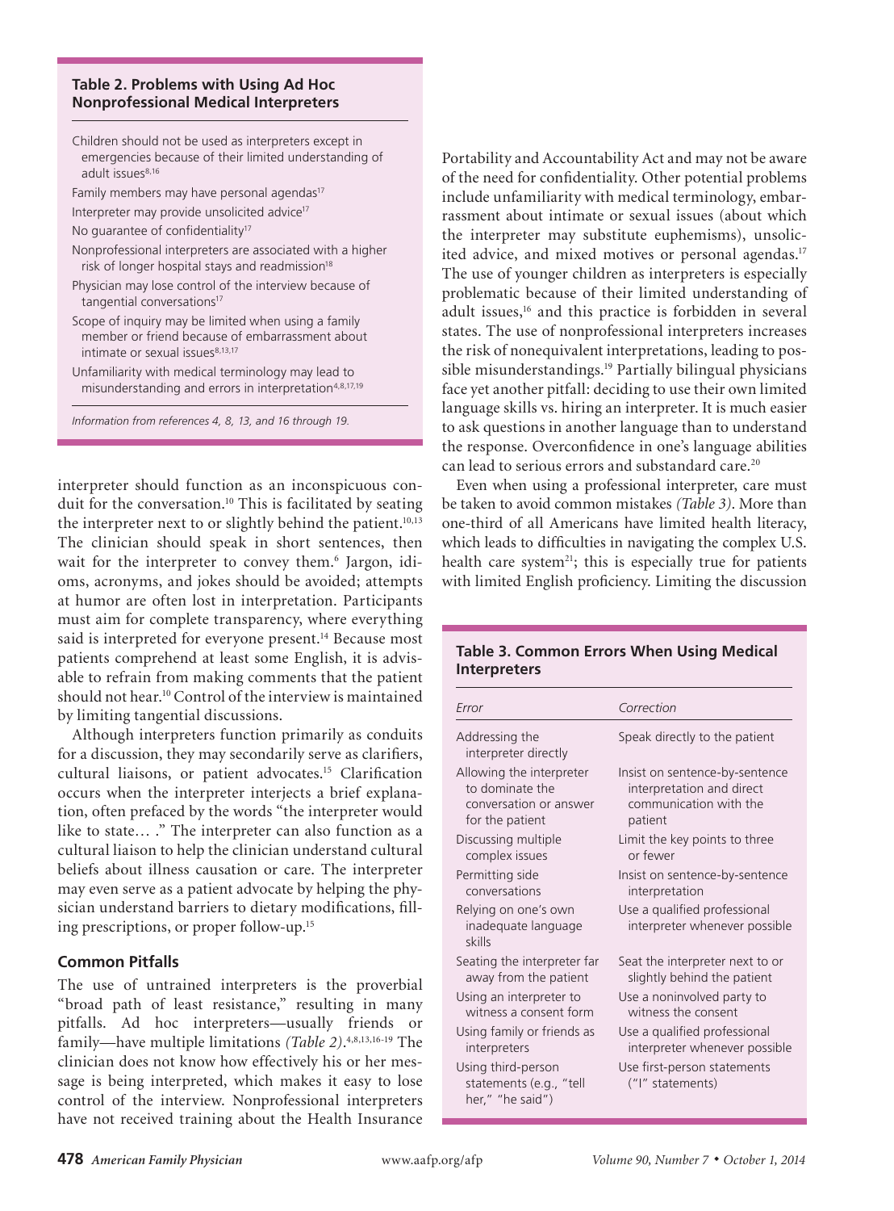**Table 2. Problems with Using Ad Hoc Nonprofessional Medical Interpreters**

| |
|---|
| Children should not be used as interpreters except in emergencies because of their limited understanding of adult issues[8,16] |
| Family members may have personal agendas[17] |
| Interpreter may provide unsolicited advice[17] |
| No guarantee of confidentiality[17] |
| Nonprofessional interpreters are associated with a higher risk of longer hospital stays and readmission[18] |
| Physician may lose control of the interview because of tangential conversations[17] |
| Scope of inquiry may be limited when using a family member or friend because of embarrassment about intimate or sexual issues[8,13,17] |
| Unfamiliarity with medical terminology may lead to misunderstanding and errors in interpretation[4,8,17,19] |

*Information from references 4, 8, 13, and 16 through 19.*

interpreter should function as an inconspicuous conduit for the conversation.[10] This is facilitated by seating the interpreter next to or slightly behind the patient.[10,13] The clinician should speak in short sentences, then wait for the interpreter to convey them.[6] Jargon, idioms, acronyms, and jokes should be avoided; attempts at humor are often lost in interpretation. Participants must aim for complete transparency, where everything said is interpreted for everyone present.[14] Because most patients comprehend at least some English, it is advisable to refrain from making comments that the patient should not hear.[10] Control of the interview is maintained by limiting tangential discussions.

Although interpreters function primarily as conduits for a discussion, they may secondarily serve as clarifiers, cultural liaisons, or patient advocates.[15] Clarification occurs when the interpreter interjects a brief explanation, often prefaced by the words "the interpreter would like to state… ." The interpreter can also function as a cultural liaison to help the clinician understand cultural beliefs about illness causation or care. The interpreter may even serve as a patient advocate by helping the physician understand barriers to dietary modifications, filling prescriptions, or proper follow-up.[15]

### Common Pitfalls

The use of untrained interpreters is the proverbial "broad path of least resistance," resulting in many pitfalls. Ad hoc interpreters—usually friends or family—have multiple limitations *(Table 2)*.[4,8,13,16-19] The clinician does not know how effectively his or her message is being interpreted, which makes it easy to lose control of the interview. Nonprofessional interpreters have not received training about the Health Insurance Portability and Accountability Act and may not be aware of the need for confidentiality. Other potential problems include unfamiliarity with medical terminology, embarrassment about intimate or sexual issues (about which the interpreter may substitute euphemisms), unsolicited advice, and mixed motives or personal agendas.[17] The use of younger children as interpreters is especially problematic because of their limited understanding of adult issues,[16] and this practice is forbidden in several states. The use of nonprofessional interpreters increases the risk of nonequivalent interpretations, leading to possible misunderstandings.[19] Partially bilingual physicians face yet another pitfall: deciding to use their own limited language skills vs. hiring an interpreter. It is much easier to ask questions in another language than to understand the response. Overconfidence in one's language abilities can lead to serious errors and substandard care.[20]

Even when using a professional interpreter, care must be taken to avoid common mistakes *(Table 3)*. More than one-third of all Americans have limited health literacy, which leads to difficulties in navigating the complex U.S. health care system[21]; this is especially true for patients with limited English proficiency. Limiting the discussion

**Table 3. Common Errors When Using Medical Interpreters**

| *Error* | *Correction* |
|---|---|
| Addressing the interpreter directly | Speak directly to the patient |
| Allowing the interpreter to dominate the conversation or answer for the patient | Insist on sentence-by-sentence interpretation and direct communication with the patient |
| Discussing multiple complex issues | Limit the key points to three or fewer |
| Permitting side conversations | Insist on sentence-by-sentence interpretation |
| Relying on one's own inadequate language skills | Use a qualified professional interpreter whenever possible |
| Seating the interpreter far away from the patient | Seat the interpreter next to or slightly behind the patient |
| Using an interpreter to witness a consent form | Use a noninvolved party to witness the consent |
| Using family or friends as interpreters | Use a qualified professional interpreter whenever possible |
| Using third-person statements (e.g., "tell her," "he said") | Use first-person statements ("I" statements) |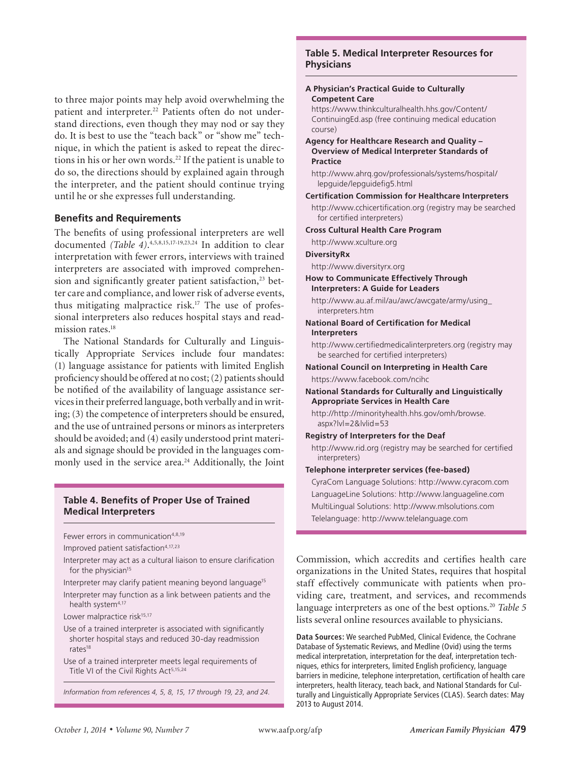to three major points may help avoid overwhelming the patient and interpreter.[22] Patients often do not understand directions, even though they may nod or say they do. It is best to use the "teach back" or "show me" technique, in which the patient is asked to repeat the directions in his or her own words.[22] If the patient is unable to do so, the directions should by explained again through the interpreter, and the patient should continue trying until he or she expresses full understanding.

## Benefits and Requirements

The benefits of using professional interpreters are well documented *(Table 4)*.[4,5,8,15,17-19,23,24] In addition to clear interpretation with fewer errors, interviews with trained interpreters are associated with improved comprehension and significantly greater patient satisfaction,[23] better care and compliance, and lower risk of adverse events, thus mitigating malpractice risk.[17] The use of professional interpreters also reduces hospital stays and readmission rates.[18]

The National Standards for Culturally and Linguistically Appropriate Services include four mandates: (1) language assistance for patients with limited English proficiency should be offered at no cost; (2) patients should be notified of the availability of language assistance services in their preferred language, both verbally and in writing; (3) the competence of interpreters should be ensured, and the use of untrained persons or minors as interpreters should be avoided; and (4) easily understood print materials and signage should be provided in the languages commonly used in the service area.[24] Additionally, the Joint Commission, which accredits and certifies health care organizations in the United States, requires that hospital staff effectively communicate with patients when providing care, treatment, and services, and recommends language interpreters as one of the best options.[20] *Table 5* lists several online resources available to physicians.

### Table 4. Benefits of Proper Use of Trained Medical Interpreters

- Fewer errors in communication[4,8,19]
- Improved patient satisfaction[4,17,23]
- Interpreter may act as a cultural liaison to ensure clarification for the physician[15]
- Interpreter may clarify patient meaning beyond language[15]
- Interpreter may function as a link between patients and the health system[4,17]
- Lower malpractice risk[15,17]
- Use of a trained interpreter is associated with significantly shorter hospital stays and reduced 30-day readmission rates[18]
- Use of a trained interpreter meets legal requirements of Title VI of the Civil Rights Act[5,15,24]

*Information from references 4, 5, 8, 15, 17 through 19, 23, and 24.*

### Table 5. Medical Interpreter Resources for Physicians

**A Physician's Practical Guide to Culturally Competent Care**
https://www.thinkculturalhealth.hhs.gov/Content/ContinuingEd.asp (free continuing medical education course)

**Agency for Healthcare Research and Quality – Overview of Medical Interpreter Standards of Practice**
http://www.ahrq.gov/professionals/systems/hospital/lepguide/lepguidefig5.html

**Certification Commission for Healthcare Interpreters**
http://www.cchicertification.org (registry may be searched for certified interpreters)

**Cross Cultural Health Care Program**
http://www.xculture.org

**DiversityRx**
http://www.diversityrx.org

**How to Communicate Effectively Through Interpreters: A Guide for Leaders**
http://www.au.af.mil/au/awc/awcgate/army/using_interpreters.htm

**National Board of Certification for Medical Interpreters**
http://www.certifiedmedicalinterpreters.org (registry may be searched for certified interpreters)

**National Council on Interpreting in Health Care**
https://www.facebook.com/ncihc

**National Standards for Culturally and Linguistically Appropriate Services in Health Care**
http://http://minorityhealth.hhs.gov/omh/browse.aspx?lvl=2&lvlid=53

**Registry of Interpreters for the Deaf**
http://www.rid.org (registry may be searched for certified interpreters)

**Telephone interpreter services (fee-based)**
CyraCom Language Solutions: http://www.cyracom.com
LanguageLine Solutions: http://www.languageline.com
MultiLingual Solutions: http://www.mlsolutions.com
Telelanguage: http://www.telelanguage.com

**Data Sources:** We searched PubMed, Clinical Evidence, the Cochrane Database of Systematic Reviews, and Medline (Ovid) using the terms medical interpretation, interpretation for the deaf, interpretation techniques, ethics for interpreters, limited English proficiency, language barriers in medicine, telephone interpretation, certification of health care interpreters, health literacy, teach back, and National Standards for Culturally and Linguistically Appropriate Services (CLAS). Search dates: May 2013 to August 2014.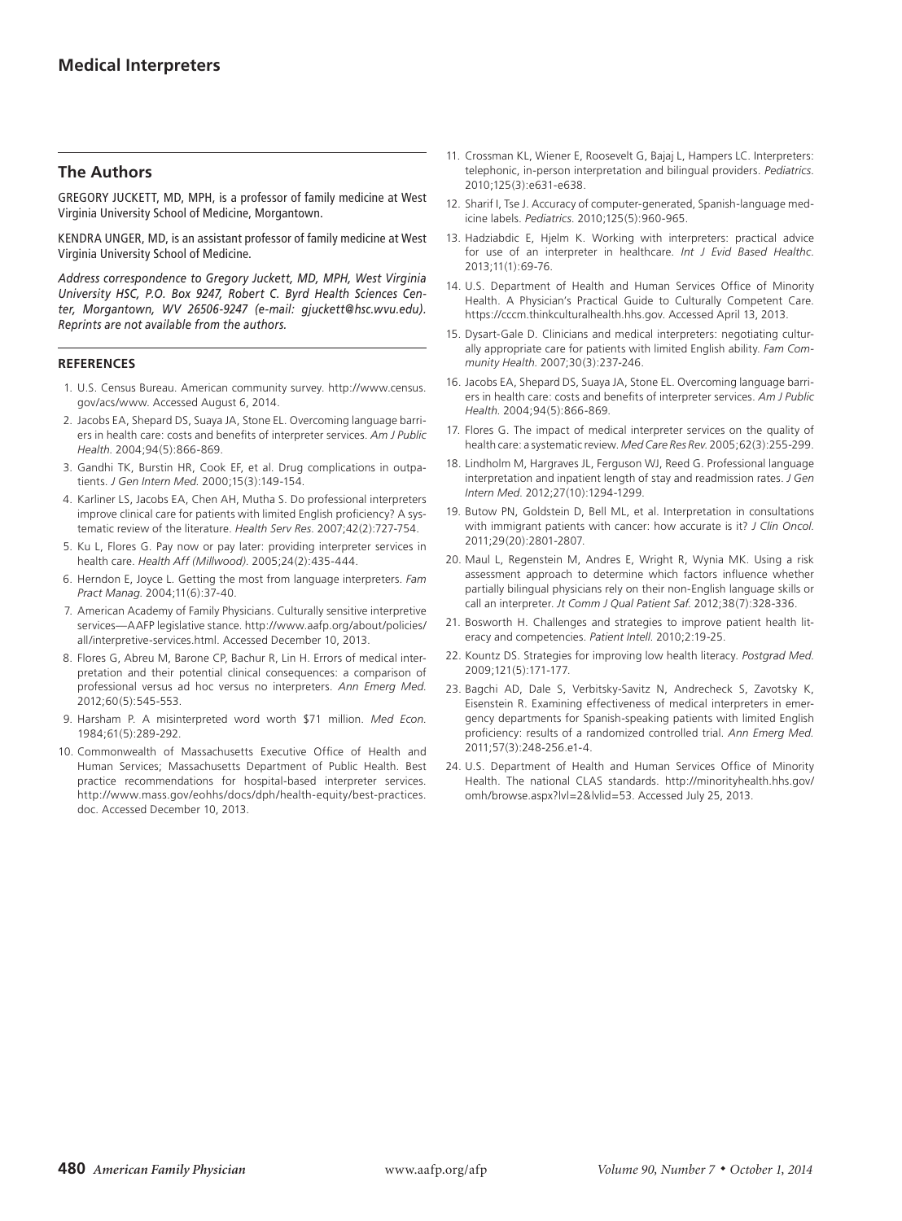## The Authors

GREGORY JUCKETT, MD, MPH, is a professor of family medicine at West Virginia University School of Medicine, Morgantown.

KENDRA UNGER, MD, is an assistant professor of family medicine at West Virginia University School of Medicine.

*Address correspondence to Gregory Juckett, MD, MPH, West Virginia University HSC, P.O. Box 9247, Robert C. Byrd Health Sciences Center, Morgantown, WV 26506-9247 (e-mail: gjuckett@hsc.wvu.edu). Reprints are not available from the authors.*

### REFERENCES

1. U.S. Census Bureau. American community survey. http://www.census.gov/acs/www. Accessed August 6, 2014.
2. Jacobs EA, Shepard DS, Suaya JA, Stone EL. Overcoming language barriers in health care: costs and benefits of interpreter services. *Am J Public Health.* 2004;94(5):866-869.
3. Gandhi TK, Burstin HR, Cook EF, et al. Drug complications in outpatients. *J Gen Intern Med.* 2000;15(3):149-154.
4. Karliner LS, Jacobs EA, Chen AH, Mutha S. Do professional interpreters improve clinical care for patients with limited English proficiency? A systematic review of the literature. *Health Serv Res.* 2007;42(2):727-754.
5. Ku L, Flores G. Pay now or pay later: providing interpreter services in health care. *Health Aff (Millwood).* 2005;24(2):435-444.
6. Herndon E, Joyce L. Getting the most from language interpreters. *Fam Pract Manag.* 2004;11(6):37-40.
7. American Academy of Family Physicians. Culturally sensitive interpretive services—AAFP legislative stance. http://www.aafp.org/about/policies/all/interpretive-services.html. Accessed December 10, 2013.
8. Flores G, Abreu M, Barone CP, Bachur R, Lin H. Errors of medical interpretation and their potential clinical consequences: a comparison of professional versus ad hoc versus no interpreters. *Ann Emerg Med.* 2012;60(5):545-553.
9. Harsham P. A misinterpreted word worth $71 million. *Med Econ.* 1984;61(5):289-292.
10. Commonwealth of Massachusetts Executive Office of Health and Human Services; Massachusetts Department of Public Health. Best practice recommendations for hospital-based interpreter services. http://www.mass.gov/eohhs/docs/dph/health-equity/best-practices.doc. Accessed December 10, 2013.
11. Crossman KL, Wiener E, Roosevelt G, Bajaj L, Hampers LC. Interpreters: telephonic, in-person interpretation and bilingual providers. *Pediatrics.* 2010;125(3):e631-e638.
12. Sharif I, Tse J. Accuracy of computer-generated, Spanish-language medicine labels. *Pediatrics.* 2010;125(5):960-965.
13. Hadziabdic E, Hjelm K. Working with interpreters: practical advice for use of an interpreter in healthcare. *Int J Evid Based Healthc.* 2013;11(1):69-76.
14. U.S. Department of Health and Human Services Office of Minority Health. A Physician's Practical Guide to Culturally Competent Care. https://cccm.thinkculturalhealth.hhs.gov. Accessed April 13, 2013.
15. Dysart-Gale D. Clinicians and medical interpreters: negotiating culturally appropriate care for patients with limited English ability. *Fam Community Health.* 2007;30(3):237-246.
16. Jacobs EA, Shepard DS, Suaya JA, Stone EL. Overcoming language barriers in health care: costs and benefits of interpreter services. *Am J Public Health.* 2004;94(5):866-869.
17. Flores G. The impact of medical interpreter services on the quality of health care: a systematic review. *Med Care Res Rev.* 2005;62(3):255-299.
18. Lindholm M, Hargraves JL, Ferguson WJ, Reed G. Professional language interpretation and inpatient length of stay and readmission rates. *J Gen Intern Med.* 2012;27(10):1294-1299.
19. Butow PN, Goldstein D, Bell ML, et al. Interpretation in consultations with immigrant patients with cancer: how accurate is it? *J Clin Oncol.* 2011;29(20):2801-2807.
20. Maul L, Regenstein M, Andres E, Wright R, Wynia MK. Using a risk assessment approach to determine which factors influence whether partially bilingual physicians rely on their non-English language skills or call an interpreter. *Jt Comm J Qual Patient Saf.* 2012;38(7):328-336.
21. Bosworth H. Challenges and strategies to improve patient health literacy and competencies. *Patient Intell.* 2010;2:19-25.
22. Kountz DS. Strategies for improving low health literacy. *Postgrad Med.* 2009;121(5):171-177.
23. Bagchi AD, Dale S, Verbitsky-Savitz N, Andrecheck S, Zavotsky K, Eisenstein R. Examining effectiveness of medical interpreters in emergency departments for Spanish-speaking patients with limited English proficiency: results of a randomized controlled trial. *Ann Emerg Med.* 2011;57(3):248-256.e1-4.
24. U.S. Department of Health and Human Services Office of Minority Health. The national CLAS standards. http://minorityhealth.hhs.gov/omh/browse.aspx?lvl=2&lvlid=53. Accessed July 25, 2013.